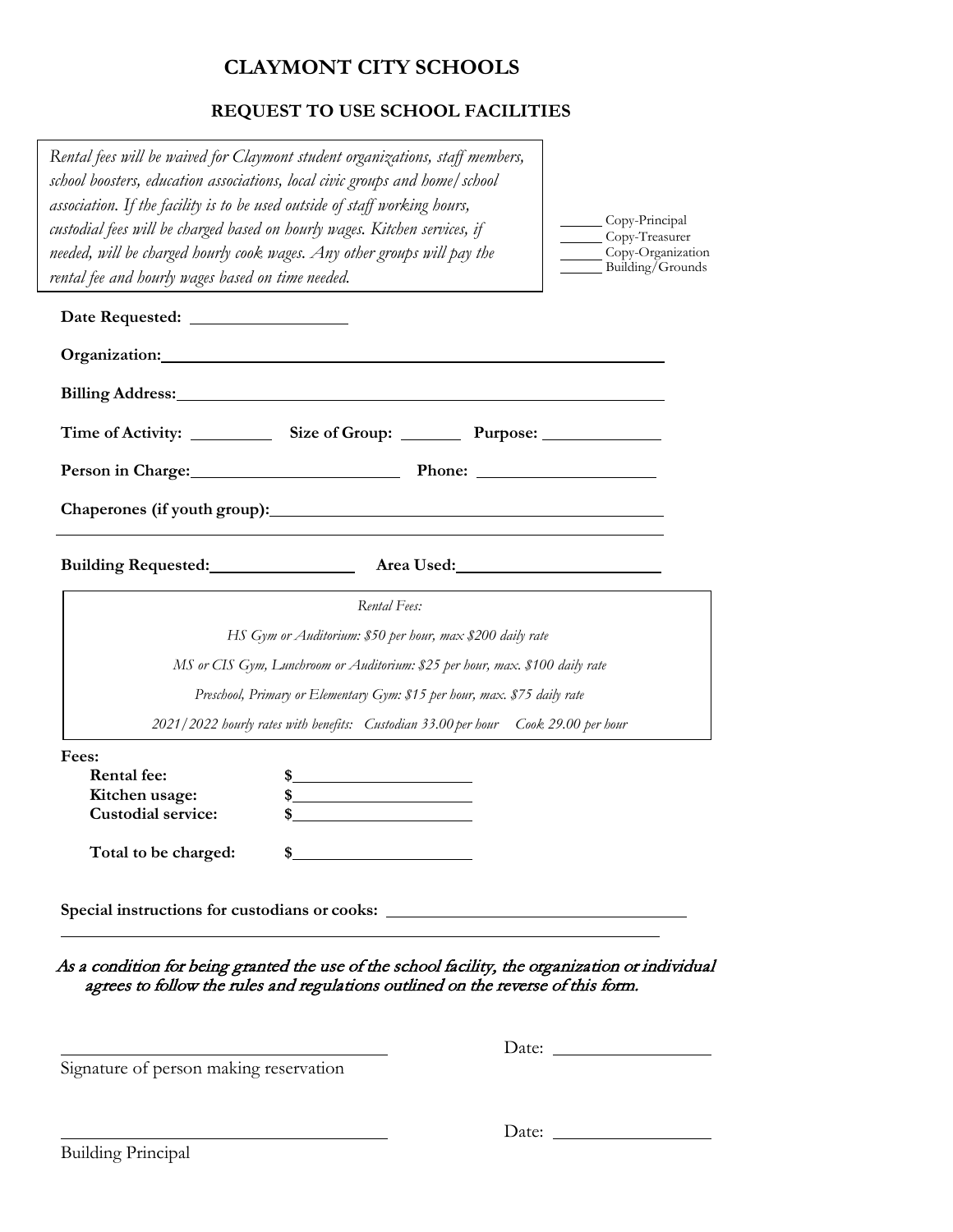# CLAYMONT CITY SCHOOLS

## REQUEST TO USE SCHOOL FACILITIES

*Rental fees will be waived for Claymont student organizations, staff members, school boosters, education associations, local civic groups and home/school association. If the facility is to be used outside of staff working hours, custodial fees will be charged based on hourly wages. Kitchen services, if needed, will be charged hourly cook wages. Any other groups will pay the rental fee and hourly wages based on time needed.*

_____ Copy-Principal
_____ Copy-Treasurer
_____ Copy-Organization
_____ Building/Grounds

**Date Requested:** ____________________

**Organization:** ____________________________________________

**Billing Address:** ____________________________________________

**Time of Activity:** __________ **Size of Group:** ________ **Purpose:** ______________

**Person in Charge:** ________________________ **Phone:** ____________________

**Chaperones (if youth group):** ____________________________________________

____________________________________________________________

**Building Requested:** __________________ **Area Used:** ________________________

*Rental Fees:*

*HS Gym or Auditorium: $50 per hour, max $200 daily rate*

*MS or CIS Gym, Lunchroom or Auditorium: $25 per hour, max. $100 daily rate*

*Preschool, Primary or Elementary Gym: $15 per hour, max. $75 daily rate*

*2021/2022 hourly rates with benefits: Custodian 33.00 per hour Cook 29.00 per hour*

**Fees:**

**Rental fee:** $____________________
**Kitchen usage:** $____________________
**Custodial service:** $____________________

**Total to be charged:** $____________________

**Special instructions for custodians or cooks:** ____________________________________

____________________________________________________________

*As a condition for being granted the use of the school facility, the organization or individual agrees to follow the rules and regulations outlined on the reverse of this form.*

______________________________________ Date: __________________
Signature of person making reservation

______________________________________ Date: __________________
Building Principal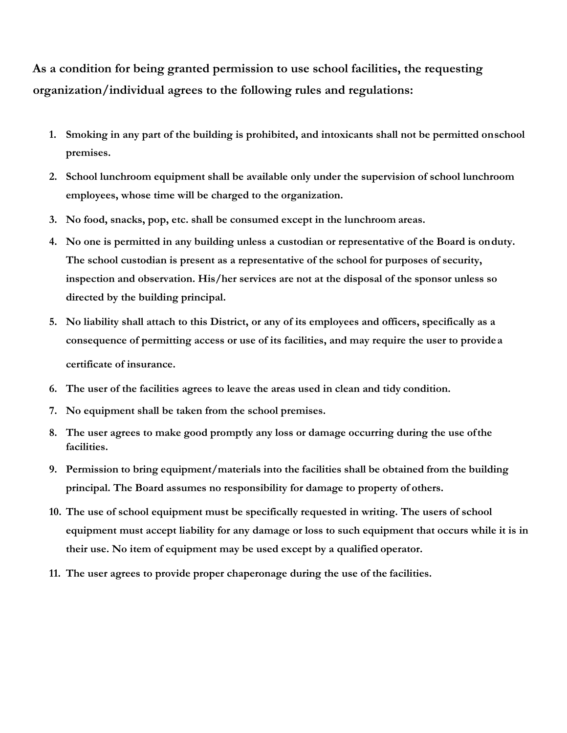**As a condition for being granted permission to use school facilities, the requesting organization/individual agrees to the following rules and regulations:**

1. **Smoking in any part of the building is prohibited, and intoxicants shall not be permitted on school premises.**
2. **School lunchroom equipment shall be available only under the supervision of school lunchroom employees, whose time will be charged to the organization.**
3. **No food, snacks, pop, etc. shall be consumed except in the lunchroom areas.**
4. **No one is permitted in any building unless a custodian or representative of the Board is on duty. The school custodian is present as a representative of the school for purposes of security, inspection and observation. His/her services are not at the disposal of the sponsor unless so directed by the building principal.**
5. **No liability shall attach to this District, or any of its employees and officers, specifically as a consequence of permitting access or use of its facilities, and may require the user to provide a certificate of insurance.**
6. **The user of the facilities agrees to leave the areas used in clean and tidy condition.**
7. **No equipment shall be taken from the school premises.**
8. **The user agrees to make good promptly any loss or damage occurring during the use of the facilities.**
9. **Permission to bring equipment/materials into the facilities shall be obtained from the building principal. The Board assumes no responsibility for damage to property of others.**
10. **The use of school equipment must be specifically requested in writing. The users of school equipment must accept liability for any damage or loss to such equipment that occurs while it is in their use. No item of equipment may be used except by a qualified operator.**
11. **The user agrees to provide proper chaperonage during the use of the facilities.**